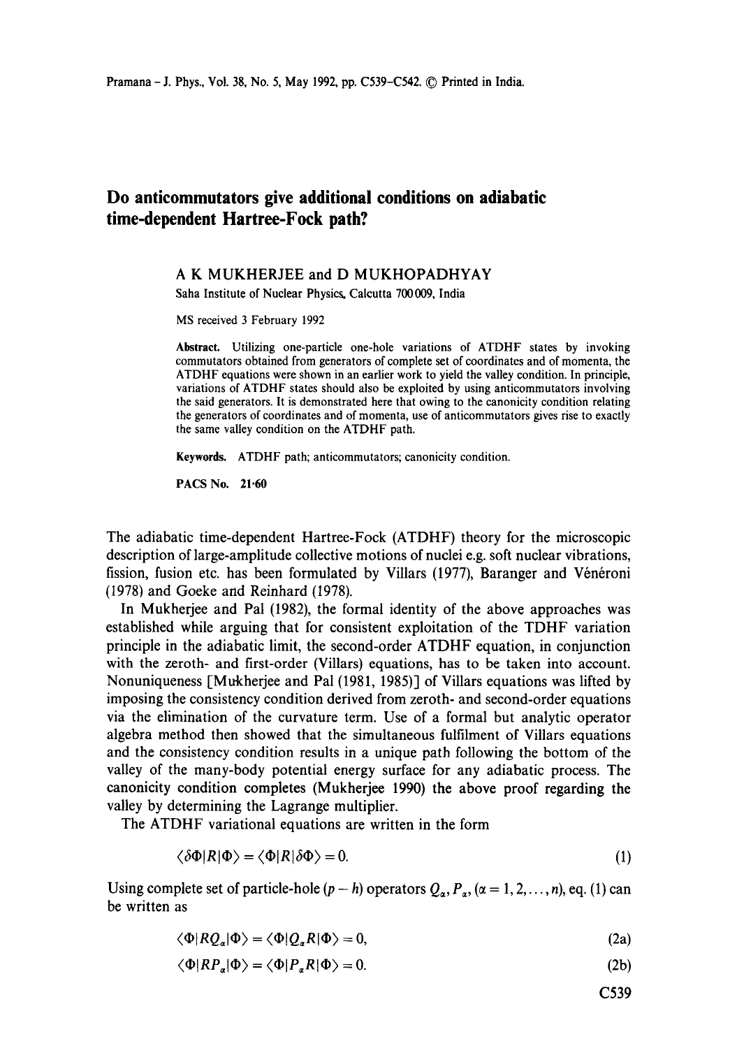# Do anticommutators give additional conditions on adiabatic time-dependent Hartree-Fock path?

A K MUKHERJEE and D MUKHOPADHYAY

Saha Institute of Nuclear Physics, Calcutta 700009, India

MS received 3 February 1992

**Abstract.** Utilizing one-particle one-hole variations of ATDHF states by invoking commutators obtained from generators of complete set of coordinates and of momenta, the ATDHF equations were shown in an earlier work to yield the valley condition. In principle, variations of ATDHF states should also be exploited by using anticommutators involving the said generators. It is demonstrated here that owing to the canonicity condition relating the generators of coordinates and of momenta, use of anticommutators gives rise to exactly the same valley condition on the ATDHF path.

**Keywords.** ATDHF path; anticommutators; canonicity condition.

**PACS No.** 21·60

The adiabatic time-dependent Hartree-Fock (ATDHF) theory for the microscopic description of large-amplitude collective motions of nuclei e.g. soft nuclear vibrations, fission, fusion etc. has been formulated by Villars (1977), Baranger and Vénéroni (1978) and Goeke and Reinhard (1978).

In Mukherjee and Pal (1982), the formal identity of the above approaches was established while arguing that for consistent exploitation of the TDHF variation principle in the adiabatic limit, the second-order ATDHF equation, in conjunction with the zeroth- and first-order (Villars) equations, has to be taken into account. Nonuniqueness [Mukherjee and Pal (1981, 1985)] of Villars equations was lifted by imposing the consistency condition derived from zeroth- and second-order equations via the elimination of the curvature term. Use of a formal but analytic operator algebra method then showed that the simultaneous fulfilment of Villars equations and the consistency condition results in a unique path following the bottom of the valley of the many-body potential energy surface for any adiabatic process. The canonicity condition completes (Mukherjee 1990) the above proof regarding the valley by determining the Lagrange multiplier.

The ATDHF variational equations are written in the form

$$\langle \delta\Phi | R | \Phi \rangle = \langle \Phi | R | \delta\Phi \rangle = 0. \tag{1}$$

Using complete set of particle-hole $(p-h)$ operators $Q_\alpha, P_\alpha, (\alpha = 1, 2, \ldots, n)$, eq. (1) can be written as

$$\langle \Phi | R Q_\alpha | \Phi \rangle = \langle \Phi | Q_\alpha R | \Phi \rangle = 0, \tag{2a}$$

$$\langle \Phi | R P_\alpha | \Phi \rangle = \langle \Phi | P_\alpha R | \Phi \rangle = 0. \tag{2b}$$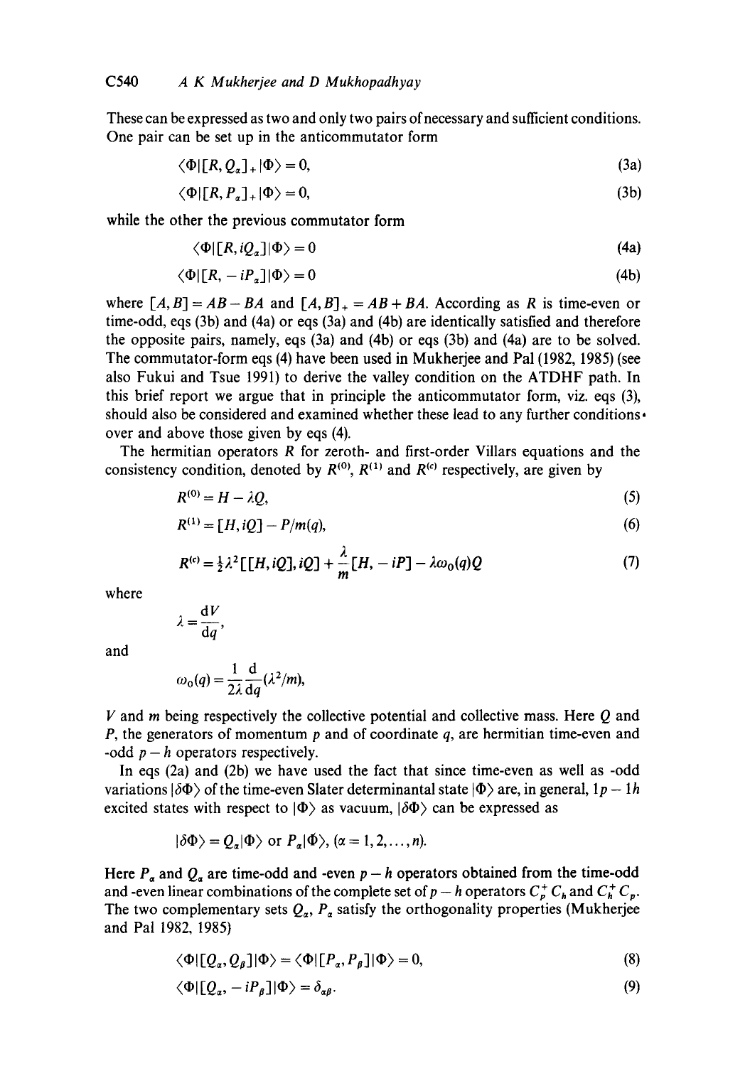These can be expressed as two and only two pairs of necessary and sufficient conditions. One pair can be set up in the anticommutator form

$$\langle \Phi | [R, Q_\alpha]_+ | \Phi \rangle = 0, \tag{3a}$$

$$\langle \Phi | [R, P_\alpha]_+ | \Phi \rangle = 0, \tag{3b}$$

while the other the previous commutator form

$$\langle \Phi | [R, iQ_\alpha] | \Phi \rangle = 0 \tag{4a}$$

$$\langle \Phi | [R, -iP_\alpha] | \Phi \rangle = 0 \tag{4b}$$

where $[A, B] = AB - BA$ and $[A, B]_+ = AB + BA$. According as $R$ is time-even or time-odd, eqs (3b) and (4a) or eqs (3a) and (4b) are identically satisfied and therefore the opposite pairs, namely, eqs (3a) and (4b) or eqs (3b) and (4a) are to be solved. The commutator-form eqs (4) have been used in Mukherjee and Pal (1982, 1985) (see also Fukui and Tsue 1991) to derive the valley condition on the ATDHF path. In this brief report we argue that in principle the anticommutator form, viz. eqs (3), should also be considered and examined whether these lead to any further conditions over and above those given by eqs (4).

The hermitian operators $R$ for zeroth- and first-order Villars equations and the consistency condition, denoted by $R^{(0)}$, $R^{(1)}$ and $R^{(c)}$ respectively, are given by

$$R^{(0)} = H - \lambda Q, \tag{5}$$

$$R^{(1)} = [H, iQ] - P/m(q), \tag{6}$$

$$R^{(c)} = \tfrac{1}{2}\lambda^2 [[H, iQ], iQ] + \frac{\lambda}{m}[H, -iP] - \lambda \omega_0(q) Q \tag{7}$$

where

$$\lambda = \frac{\mathrm{d}V}{\mathrm{d}q},$$

and

$$\omega_0(q) = \frac{1}{2\lambda}\frac{\mathrm{d}}{\mathrm{d}q}(\lambda^2/m),$$

$V$ and $m$ being respectively the collective potential and collective mass. Here $Q$ and $P$, the generators of momentum $p$ and of coordinate $q$, are hermitian time-even and -odd $p-h$ operators respectively.

In eqs (2a) and (2b) we have used the fact that since time-even as well as -odd variations $|\delta\Phi\rangle$ of the time-even Slater determinantal state $|\Phi\rangle$ are, in general, $1p-1h$ excited states with respect to $|\Phi\rangle$ as vacuum, $|\delta\Phi\rangle$ can be expressed as

$$|\delta\Phi\rangle = Q_\alpha |\Phi\rangle \text{ or } P_\alpha |\Phi\rangle, \; (\alpha = 1, 2, \ldots, n).$$

Here $P_\alpha$ and $Q_\alpha$ are time-odd and -even $p-h$ operators obtained from the time-odd and -even linear combinations of the complete set of $p-h$ operators $C_p^+ C_h$ and $C_h^+ C_p$. The two complementary sets $Q_\alpha$, $P_\alpha$ satisfy the orthogonality properties (Mukherjee and Pal 1982, 1985)

$$\langle \Phi | [Q_\alpha, Q_\beta] | \Phi \rangle = \langle \Phi | [P_\alpha, P_\beta] | \Phi \rangle = 0, \tag{8}$$

$$\langle \Phi | [Q_\alpha, -iP_\beta] | \Phi \rangle = \delta_{\alpha\beta}. \tag{9}$$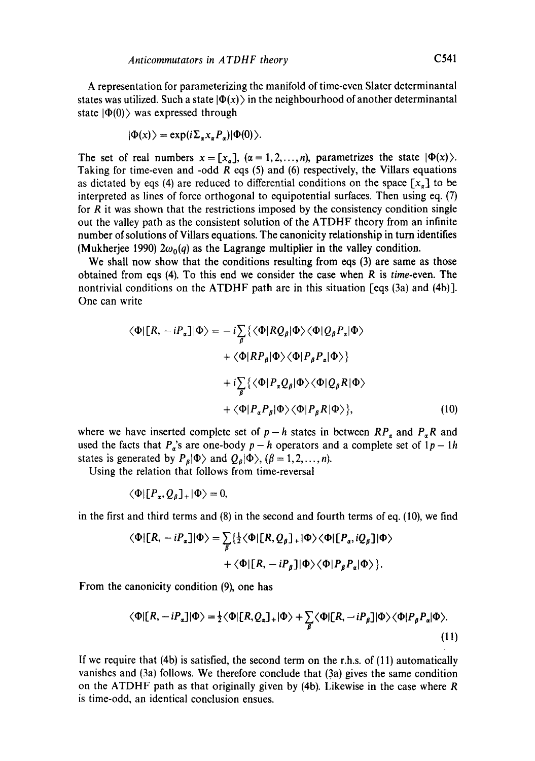A representation for parameterizing the manifold of time-even Slater determinantal states was utilized. Such a state $|\Phi(x)\rangle$ in the neighbourhood of another determinantal state $|\Phi(0)\rangle$ was expressed through

$$|\Phi(x)\rangle = \exp(i\Sigma_\alpha x_\alpha P_\alpha)|\Phi(0)\rangle.$$

The set of real numbers $x = [x_\alpha]$, $(\alpha = 1, 2, \ldots, n)$, parametrizes the state $|\Phi(x)\rangle$. Taking for time-even and -odd $R$ eqs (5) and (6) respectively, the Villars equations as dictated by eqs (4) are reduced to differential conditions on the space $[x_\alpha]$ to be interpreted as lines of force orthogonal to equipotential surfaces. Then using eq. (7) for $R$ it was shown that the restrictions imposed by the consistency condition single out the valley path as the consistent solution of the ATDHF theory from an infinite number of solutions of Villars equations. The canonicity relationship in turn identifies (Mukherjee 1990) $2\omega_0(q)$ as the Lagrange multiplier in the valley condition.

We shall now show that the conditions resulting from eqs (3) are same as those obtained from eqs (4). To this end we consider the case when $R$ is *time*-even. The nontrivial conditions on the ATDHF path are in this situation [eqs (3a) and (4b)]. One can write

$$
\begin{aligned}
\langle\Phi|[R, -iP_\alpha]|\Phi\rangle = & -i\sum_\beta\{\langle\Phi|RQ_\beta|\Phi\rangle\langle\Phi|Q_\beta P_\alpha|\Phi\rangle \\
& + \langle\Phi|RP_\beta|\Phi\rangle\langle\Phi|P_\beta P_\alpha|\Phi\rangle\} \\
& + i\sum_\beta\{\langle\Phi|P_\alpha Q_\beta|\Phi\rangle\langle\Phi|Q_\beta R|\Phi\rangle \\
& + \langle\Phi|P_\alpha P_\beta|\Phi\rangle\langle\Phi|P_\beta R|\Phi\rangle\},
\end{aligned} \tag{10}
$$

where we have inserted complete set of $p-h$ states in between $RP_\alpha$ and $P_\alpha R$ and used the facts that $P_\alpha$'s are one-body $p-h$ operators and a complete set of $1p-1h$ states is generated by $P_\beta|\Phi\rangle$ and $Q_\beta|\Phi\rangle$, $(\beta = 1, 2, \ldots, n)$.

Using the relation that follows from time-reversal

$$\langle\Phi|[P_\alpha, Q_\beta]_+|\Phi\rangle = 0,$$

in the first and third terms and (8) in the second and fourth terms of eq. (10), we find

$$
\begin{aligned}
\langle\Phi|[R, -iP_\alpha]|\Phi\rangle = & \sum_\beta\{\tfrac{1}{2}\langle\Phi|[R, Q_\beta]_+|\Phi\rangle\langle\Phi|[P_\alpha, iQ_\beta]|\Phi\rangle \\
& + \langle\Phi|[R, -iP_\beta]|\Phi\rangle\langle\Phi|P_\beta P_\alpha|\Phi\rangle\}.
\end{aligned}
$$

From the canonicity condition (9), one has

$$\langle\Phi|[R, -iP_\alpha]|\Phi\rangle = \tfrac{1}{2}\langle\Phi|[R, Q_\alpha]_+|\Phi\rangle + \sum_\beta\langle\Phi|[R, -iP_\beta]|\Phi\rangle\langle\Phi|P_\beta P_\alpha|\Phi\rangle. \tag{11}$$

If we require that (4b) is satisfied, the second term on the r.h.s. of (11) automatically vanishes and (3a) follows. We therefore conclude that (3a) gives the same condition on the ATDHF path as that originally given by (4b). Likewise in the case where $R$ is time-odd, an identical conclusion ensues.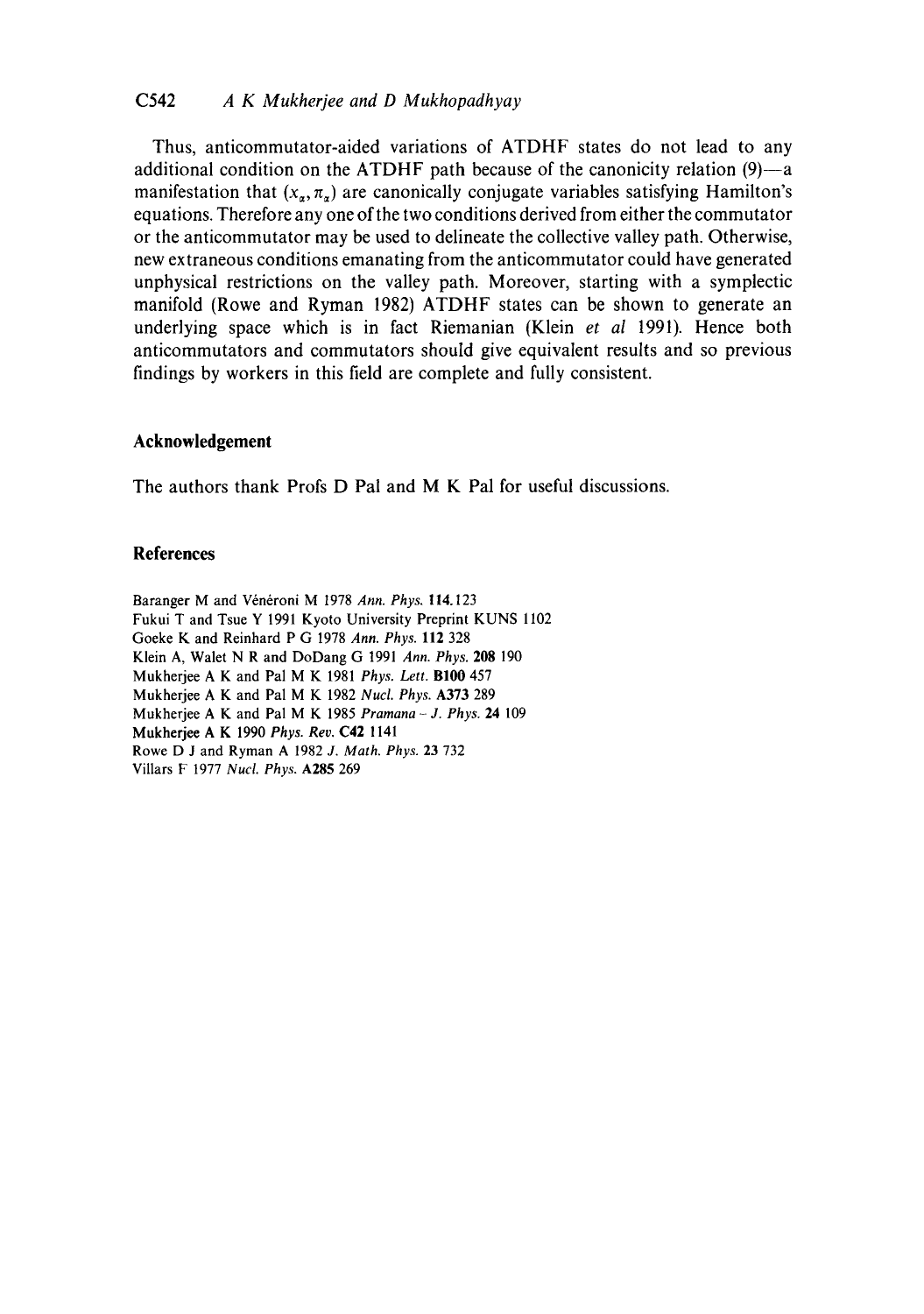Thus, anticommutator-aided variations of ATDHF states do not lead to any additional condition on the ATDHF path because of the canonicity relation (9)—a manifestation that $(x_\alpha, \pi_\alpha)$ are canonically conjugate variables satisfying Hamilton's equations. Therefore any one of the two conditions derived from either the commutator or the anticommutator may be used to delineate the collective valley path. Otherwise, new extraneous conditions emanating from the anticommutator could have generated unphysical restrictions on the valley path. Moreover, starting with a symplectic manifold (Rowe and Ryman 1982) ATDHF states can be shown to generate an underlying space which is in fact Riemanian (Klein *et al* 1991). Hence both anticommutators and commutators should give equivalent results and so previous findings by workers in this field are complete and fully consistent.

## Acknowledgement

The authors thank Profs D Pal and M K Pal for useful discussions.

## References

Baranger M and Vénéroni M 1978 *Ann. Phys.* **114** 123
Fukui T and Tsue Y 1991 Kyoto University Preprint KUNS 1102
Goeke K and Reinhard P G 1978 *Ann. Phys.* **112** 328
Klein A, Walet N R and DoDang G 1991 *Ann. Phys.* **208** 190
Mukherjee A K and Pal M K 1981 *Phys. Lett.* **B100** 457
Mukherjee A K and Pal M K 1982 *Nucl. Phys.* **A373** 289
Mukherjee A K and Pal M K 1985 *Pramana – J. Phys.* **24** 109
Mukherjee A K 1990 *Phys. Rev.* **C42** 1141
Rowe D J and Ryman A 1982 *J. Math. Phys.* **23** 732
Villars F 1977 *Nucl. Phys.* **A285** 269